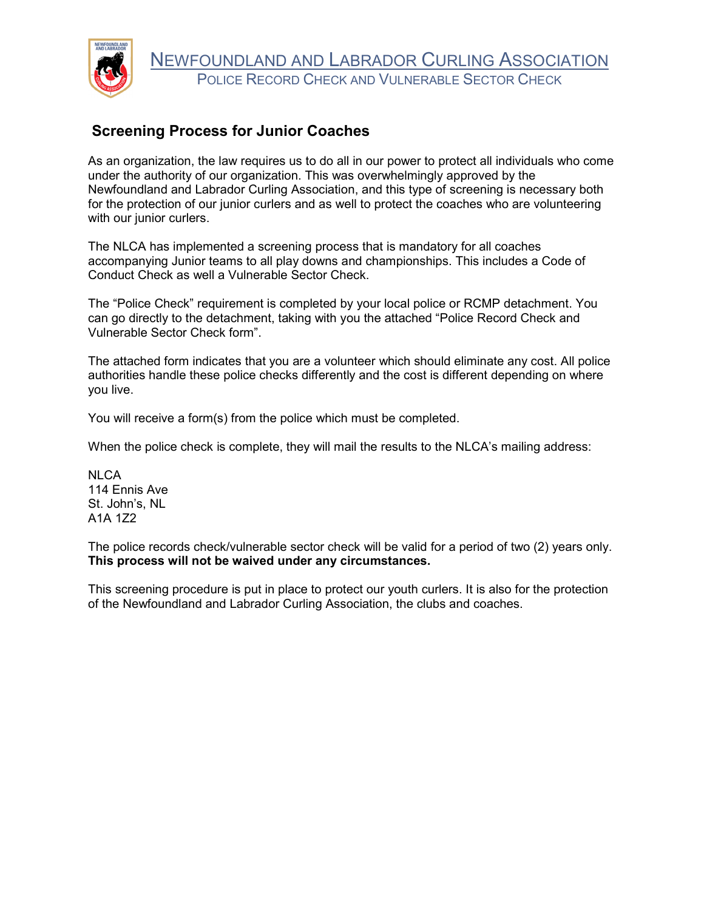# Newfoundland and Labrador Curling Association

## Police Record Check and Vulnerable Sector Check

### Screening Process for Junior Coaches

As an organization, the law requires us to do all in our power to protect all individuals who come under the authority of our organization. This was overwhelmingly approved by the Newfoundland and Labrador Curling Association, and this type of screening is necessary both for the protection of our junior curlers and as well to protect the coaches who are volunteering with our junior curlers.

The NLCA has implemented a screening process that is mandatory for all coaches accompanying Junior teams to all play downs and championships. This includes a Code of Conduct Check as well a Vulnerable Sector Check.

The "Police Check" requirement is completed by your local police or RCMP detachment. You can go directly to the detachment, taking with you the attached "Police Record Check and Vulnerable Sector Check form".

The attached form indicates that you are a volunteer which should eliminate any cost. All police authorities handle these police checks differently and the cost is different depending on where you live.

You will receive a form(s) from the police which must be completed.

When the police check is complete, they will mail the results to the NLCA's mailing address:

NLCA
114 Ennis Ave
St. John's, NL
A1A 1Z2

The police records check/vulnerable sector check will be valid for a period of two (2) years only. **This process will not be waived under any circumstances.**

This screening procedure is put in place to protect our youth curlers. It is also for the protection of the Newfoundland and Labrador Curling Association, the clubs and coaches.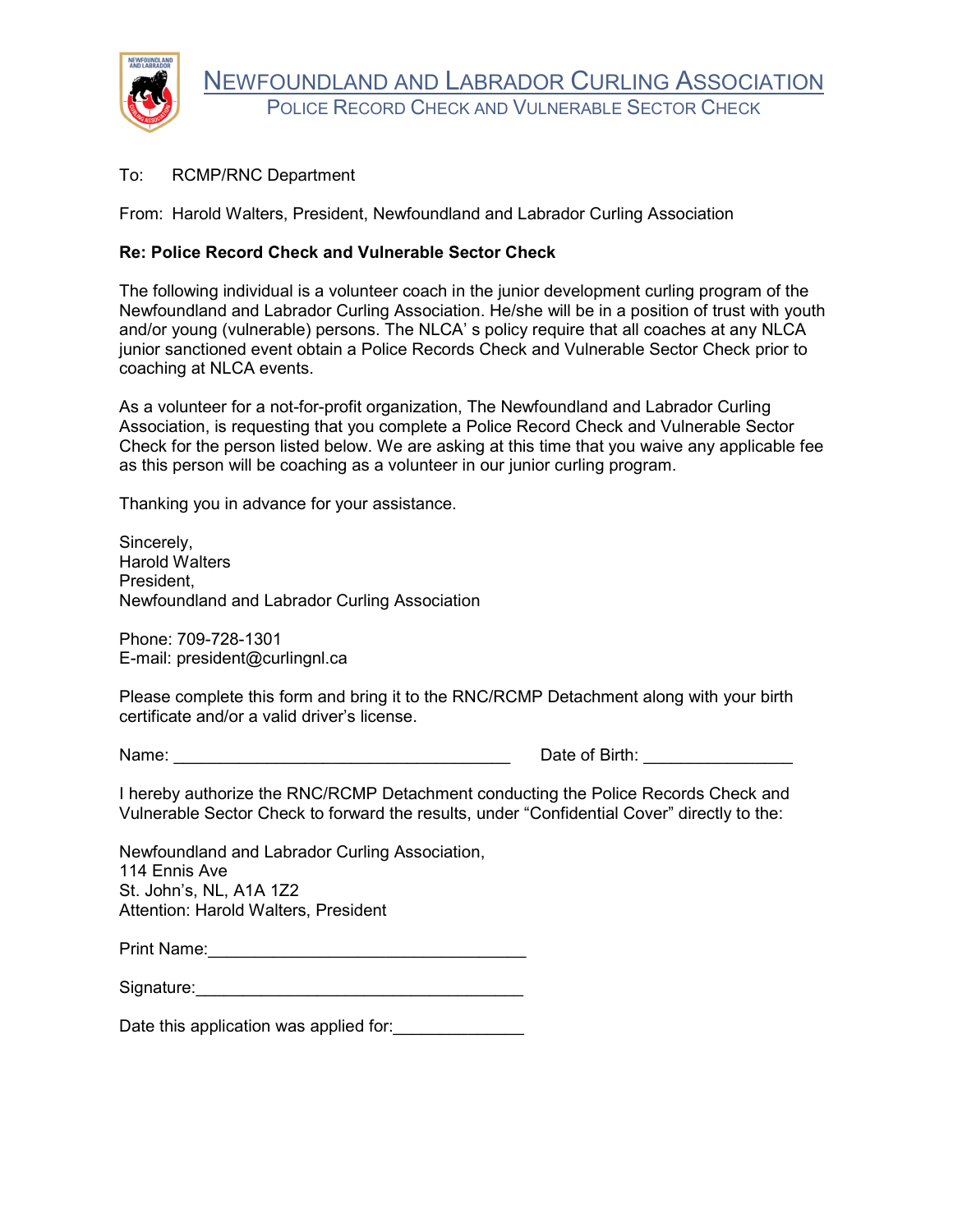# NEWFOUNDLAND AND LABRADOR CURLING ASSOCIATION

## POLICE RECORD CHECK AND VULNERABLE SECTOR CHECK

To: RCMP/RNC Department

From: Harold Walters, President, Newfoundland and Labrador Curling Association

**Re: Police Record Check and Vulnerable Sector Check**

The following individual is a volunteer coach in the junior development curling program of the Newfoundland and Labrador Curling Association. He/she will be in a position of trust with youth and/or young (vulnerable) persons. The NLCA' s policy require that all coaches at any NLCA junior sanctioned event obtain a Police Records Check and Vulnerable Sector Check prior to coaching at NLCA events.

As a volunteer for a not-for-profit organization, The Newfoundland and Labrador Curling Association, is requesting that you complete a Police Record Check and Vulnerable Sector Check for the person listed below. We are asking at this time that you waive any applicable fee as this person will be coaching as a volunteer in our junior curling program.

Thanking you in advance for your assistance.

Sincerely,
Harold Walters
President,
Newfoundland and Labrador Curling Association

Phone: 709-728-1301
E-mail: president@curlingnl.ca

Please complete this form and bring it to the RNC/RCMP Detachment along with your birth certificate and/or a valid driver's license.

Name: ____________________________________ Date of Birth: ________________

I hereby authorize the RNC/RCMP Detachment conducting the Police Records Check and Vulnerable Sector Check to forward the results, under "Confidential Cover" directly to the:

Newfoundland and Labrador Curling Association,
114 Ennis Ave
St. John's, NL, A1A 1Z2
Attention: Harold Walters, President

Print Name:__________________________________

Signature:___________________________________

Date this application was applied for:______________